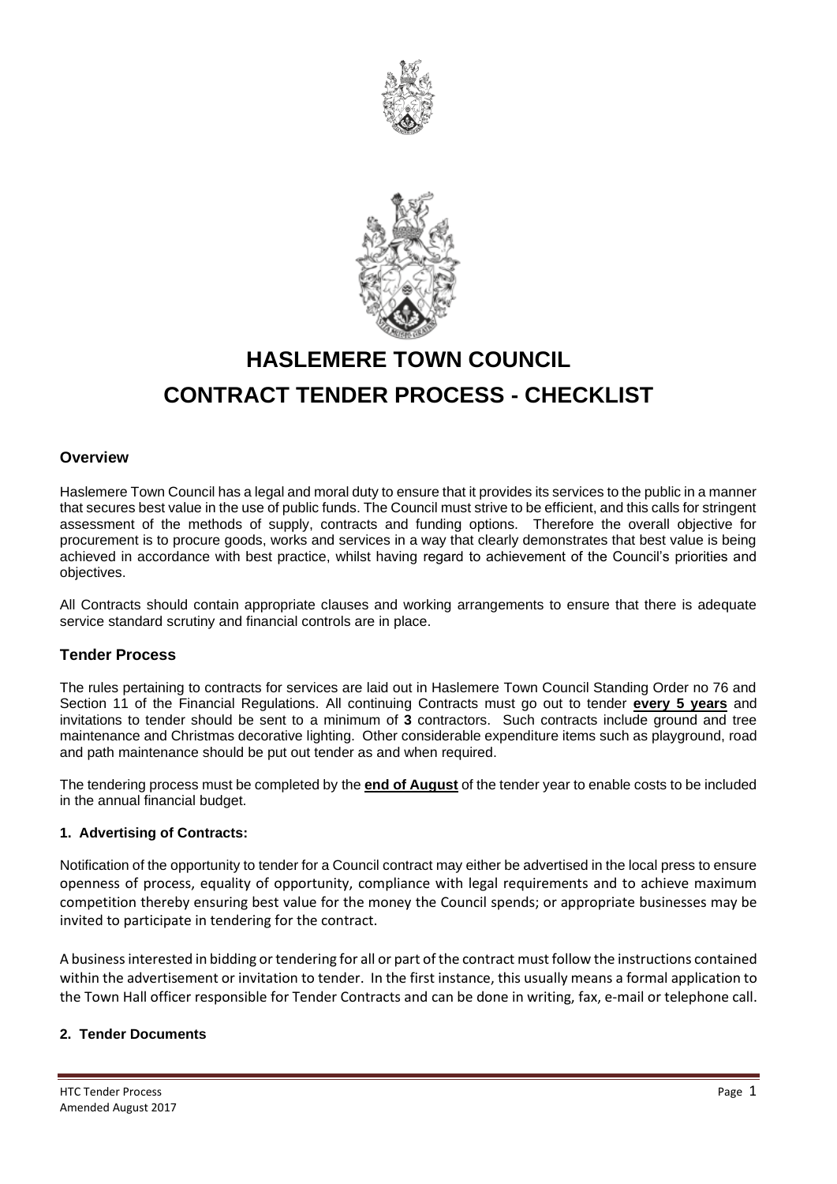# HASLEMERE TOWN COUNCIL

# CONTRACT TENDER PROCESS - CHECKLIST

## Overview

Haslemere Town Council has a legal and moral duty to ensure that it provides its services to the public in a manner that secures best value in the use of public funds. The Council must strive to be efficient, and this calls for stringent assessment of the methods of supply, contracts and funding options. Therefore the overall objective for procurement is to procure goods, works and services in a way that clearly demonstrates that best value is being achieved in accordance with best practice, whilst having regard to achievement of the Council's priorities and objectives.

All Contracts should contain appropriate clauses and working arrangements to ensure that there is adequate service standard scrutiny and financial controls are in place.

## Tender Process

The rules pertaining to contracts for services are laid out in Haslemere Town Council Standing Order no 76 and Section 11 of the Financial Regulations. All continuing Contracts must go out to tender **every 5 years** and invitations to tender should be sent to a minimum of **3** contractors. Such contracts include ground and tree maintenance and Christmas decorative lighting. Other considerable expenditure items such as playground, road and path maintenance should be put out tender as and when required.

The tendering process must be completed by the **end of August** of the tender year to enable costs to be included in the annual financial budget.

### 1. Advertising of Contracts:

Notification of the opportunity to tender for a Council contract may either be advertised in the local press to ensure openness of process, equality of opportunity, compliance with legal requirements and to achieve maximum competition thereby ensuring best value for the money the Council spends; or appropriate businesses may be invited to participate in tendering for the contract.

A business interested in bidding or tendering for all or part of the contract must follow the instructions contained within the advertisement or invitation to tender. In the first instance, this usually means a formal application to the Town Hall officer responsible for Tender Contracts and can be done in writing, fax, e-mail or telephone call.

### 2. Tender Documents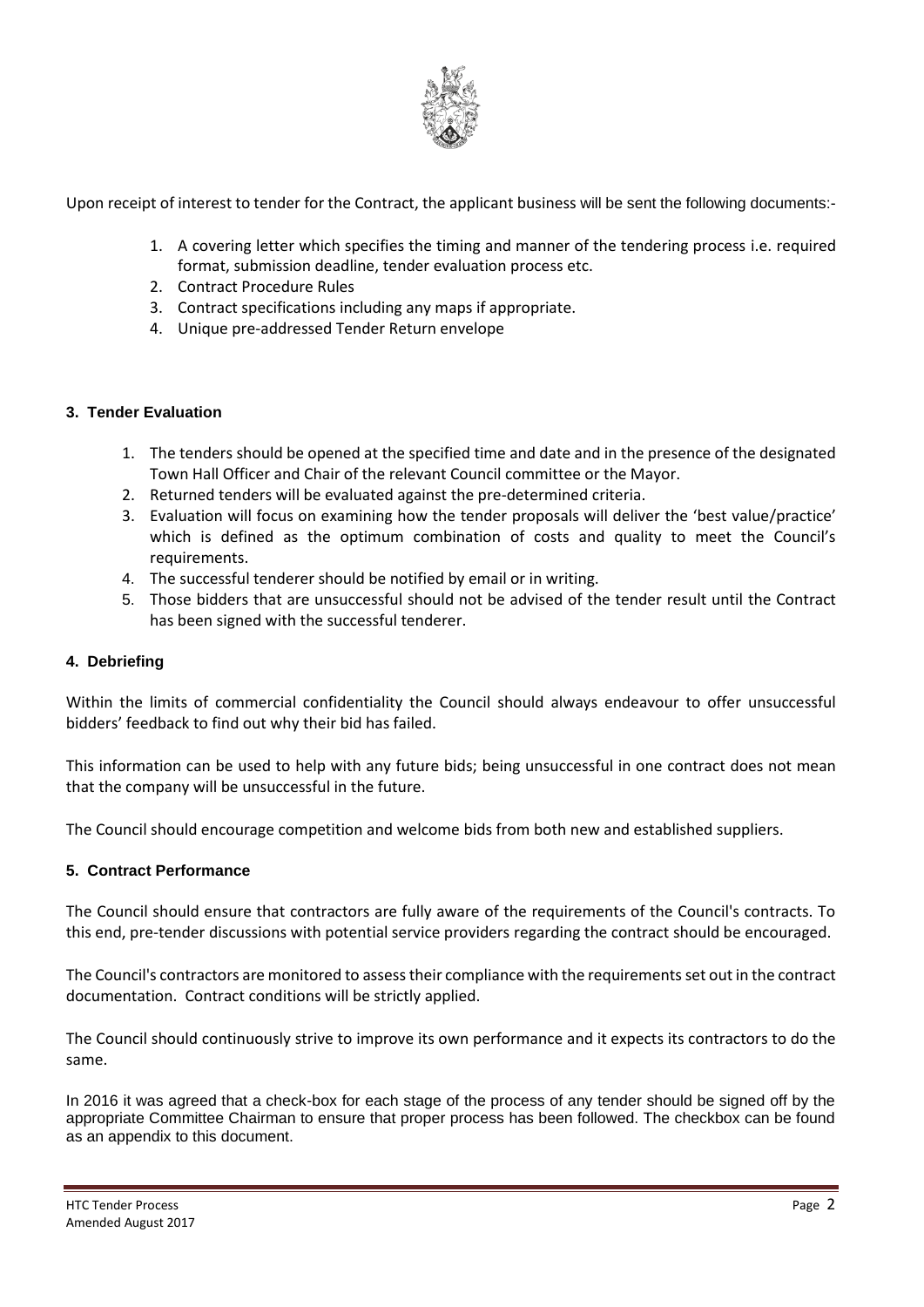Upon receipt of interest to tender for the Contract, the applicant business will be sent the following documents:-

1. A covering letter which specifies the timing and manner of the tendering process i.e. required format, submission deadline, tender evaluation process etc.
2. Contract Procedure Rules
3. Contract specifications including any maps if appropriate.
4. Unique pre-addressed Tender Return envelope

## 3. Tender Evaluation

1. The tenders should be opened at the specified time and date and in the presence of the designated Town Hall Officer and Chair of the relevant Council committee or the Mayor.
2. Returned tenders will be evaluated against the pre-determined criteria.
3. Evaluation will focus on examining how the tender proposals will deliver the 'best value/practice' which is defined as the optimum combination of costs and quality to meet the Council's requirements.
4. The successful tenderer should be notified by email or in writing.
5. Those bidders that are unsuccessful should not be advised of the tender result until the Contract has been signed with the successful tenderer.

## 4. Debriefing

Within the limits of commercial confidentiality the Council should always endeavour to offer unsuccessful bidders' feedback to find out why their bid has failed.

This information can be used to help with any future bids; being unsuccessful in one contract does not mean that the company will be unsuccessful in the future.

The Council should encourage competition and welcome bids from both new and established suppliers.

## 5. Contract Performance

The Council should ensure that contractors are fully aware of the requirements of the Council's contracts. To this end, pre-tender discussions with potential service providers regarding the contract should be encouraged.

The Council's contractors are monitored to assess their compliance with the requirements set out in the contract documentation. Contract conditions will be strictly applied.

The Council should continuously strive to improve its own performance and it expects its contractors to do the same.

In 2016 it was agreed that a check-box for each stage of the process of any tender should be signed off by the appropriate Committee Chairman to ensure that proper process has been followed. The checkbox can be found as an appendix to this document.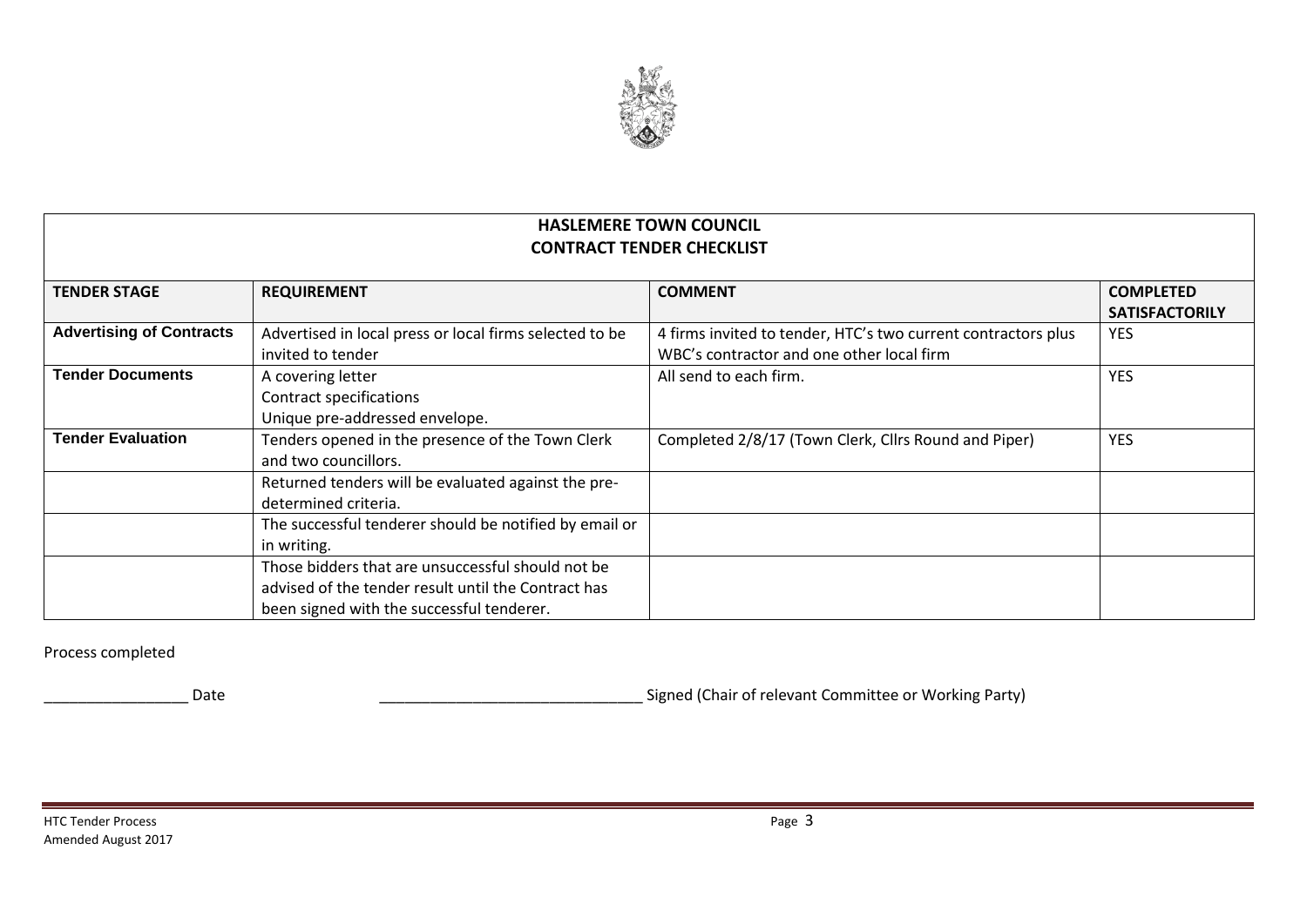## HASLEMERE TOWN COUNCIL
## CONTRACT TENDER CHECKLIST

| TENDER STAGE | REQUIREMENT | COMMENT | COMPLETED SATISFACTORILY |
|---|---|---|---|
| **Advertising of Contracts** | Advertised in local press or local firms selected to be invited to tender | 4 firms invited to tender, HTC's two current contractors plus WBC's contractor and one other local firm | YES |
| **Tender Documents** | A covering letter<br>Contract specifications<br>Unique pre-addressed envelope. | All send to each firm. | YES |
| **Tender Evaluation** | Tenders opened in the presence of the Town Clerk and two councillors. | Completed 2/8/17 (Town Clerk, Cllrs Round and Piper) | YES |
| | Returned tenders will be evaluated against the pre-determined criteria. | | |
| | The successful tenderer should be notified by email or in writing. | | |
| | Those bidders that are unsuccessful should not be advised of the tender result until the Contract has been signed with the successful tenderer. | | |

Process completed

_________________ Date _______________________________ Signed (Chair of relevant Committee or Working Party)

HTC Tender Process
Amended August 2017